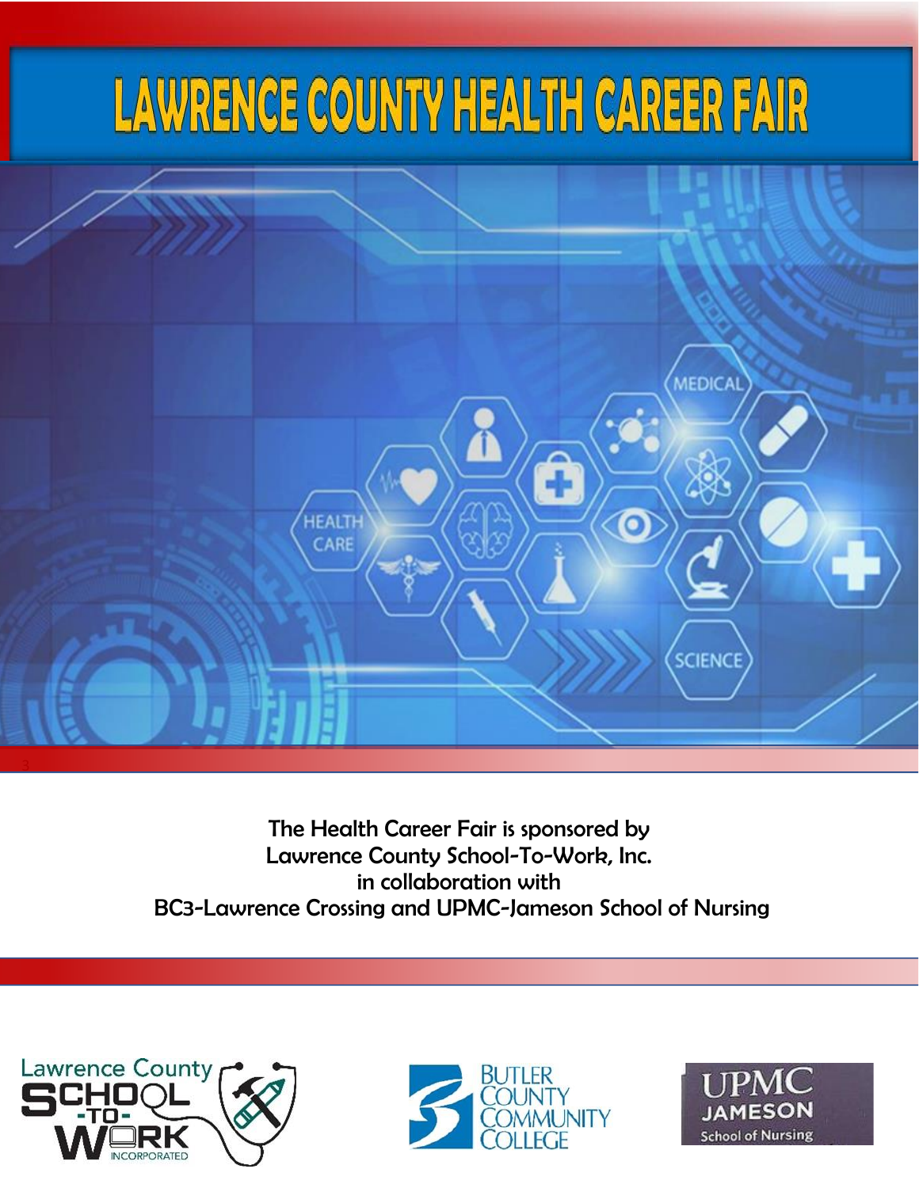# LAWRENCE COUNTY HEALTH CAREER FAIR

The Health Career Fair is sponsored by
Lawrence County School-To-Work, Inc.
in collaboration with
BC3-Lawrence Crossing and UPMC-Jameson School of Nursing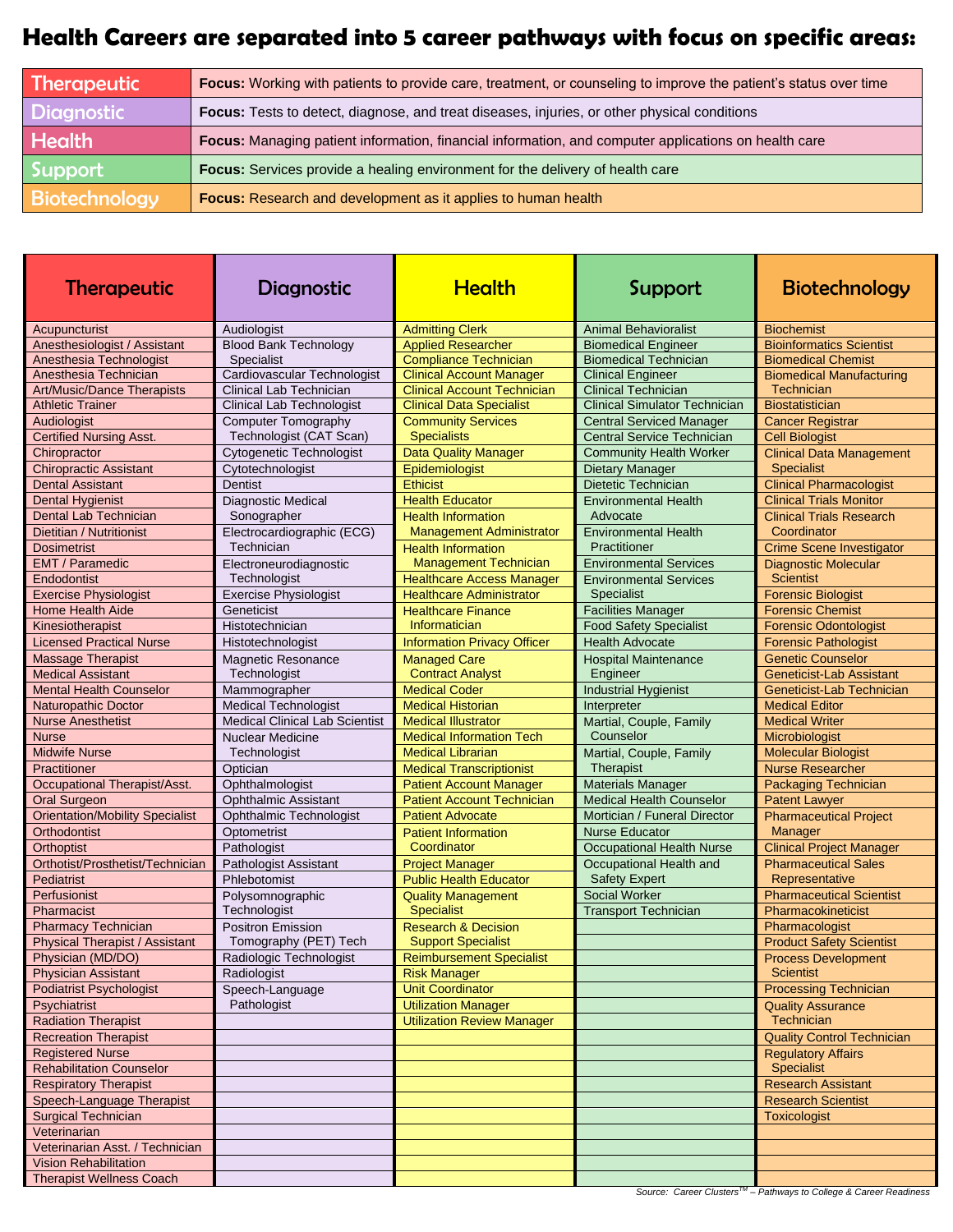# Health Careers are separated into 5 career pathways with focus on specific areas:

| Pathway | Focus |
|---|---|
| Therapeutic | **Focus:** Working with patients to provide care, treatment, or counseling to improve the patient's status over time |
| Diagnostic | **Focus:** Tests to detect, diagnose, and treat diseases, injuries, or other physical conditions |
| Health | **Focus:** Managing patient information, financial information, and computer applications on health care |
| Support | **Focus:** Services provide a healing environment for the delivery of health care |
| Biotechnology | **Focus:** Research and development as it applies to human health |

| Therapeutic | Diagnostic | Health | Support | Biotechnology |
|---|---|---|---|---|
| Acupuncturist | Audiologist | Admitting Clerk | Animal Behavioralist | Biochemist |
| Anesthesiologist / Assistant | Blood Bank Technology Specialist | Applied Researcher | Biomedical Engineer | Bioinformatics Scientist |
| Anesthesia Technologist | Cardiovascular Technologist | Compliance Technician | Biomedical Technician | Biomedical Chemist |
| Anesthesia Technician | Clinical Lab Technician | Clinical Account Manager | Clinical Engineer | Biomedical Manufacturing Technician |
| Art/Music/Dance Therapists | Clinical Lab Technologist | Clinical Account Technician | Clinical Technician | Biostatistician |
| Athletic Trainer | Computer Tomography Technologist (CAT Scan) | Clinical Data Specialist | Clinical Simulator Technician | Cancer Registrar |
| Audiologist | Cytogenetic Technologist | Community Services Specialists | Central Serviced Manager | Cell Biologist |
| Certified Nursing Asst. | Cytotechnologist | Data Quality Manager | Central Service Technician | Clinical Data Management Specialist |
| Chiropractor | Dentist | Epidemiologist | Community Health Worker | Clinical Pharmacologist |
| Chiropractic Assistant | Diagnostic Medical Sonographer | Ethicist | Dietary Manager | Clinical Trials Monitor |
| Dental Assistant | Electrocardiographic (ECG) Technician | Health Educator | Dietetic Technician | Clinical Trials Research Coordinator |
| Dental Hygienist | Electroneurodiagnostic Technologist | Health Information Management Administrator | Environmental Health Advocate | Crime Scene Investigator |
| Dental Lab Technician | Exercise Physiologist | Health Information Management Technician | Environmental Health Practitioner | Diagnostic Molecular Scientist |
| Dietitian / Nutritionist | Geneticist | Healthcare Access Manager | Environmental Services | Forensic Biologist |
| Dosimetrist | Histotechnician | Healthcare Administrator | Environmental Services Specialist | Forensic Chemist |
| EMT / Paramedic | Histotechnologist | Healthcare Finance Informatician | Facilities Manager | Forensic Odontologist |
| Endodontist | Magnetic Resonance Technologist | Information Privacy Officer | Food Safety Specialist | Forensic Pathologist |
| Exercise Physiologist | Mammographer | Managed Care Contract Analyst | Health Advocate | Genetic Counselor |
| Home Health Aide | Medical Technologist | Medical Coder | Hospital Maintenance Engineer | Geneticist-Lab Assistant |
| Kinesiotherapist | Medical Clinical Lab Scientist | Medical Historian | Industrial Hygienist | Geneticist-Lab Technician |
| Licensed Practical Nurse | Nuclear Medicine Technologist | Medical Illustrator | Interpreter | Medical Editor |
| Massage Therapist | Optician | Medical Information Tech | Martial, Couple, Family Counselor | Medical Writer |
| Medical Assistant | Ophthalmologist | Medical Librarian | Martial, Couple, Family Therapist | Microbiologist |
| Mental Health Counselor | Ophthalmic Assistant | Medical Transcriptionist | Materials Manager | Molecular Biologist |
| Naturopathic Doctor | Ophthalmic Technologist | Patient Account Manager | Medical Health Counselor | Nurse Researcher |
| Nurse Anesthetist | Optometrist | Patient Account Technician | Mortician / Funeral Director | Packaging Technician |
| Nurse | Pathologist | Patient Advocate | Nurse Educator | Patent Lawyer |
| Midwife Nurse | Pathologist Assistant | Patient Information Coordinator | Occupational Health Nurse | Pharmaceutical Project Manager |
| Practitioner | Phlebotomist | Project Manager | Occupational Health and Safety Expert | Clinical Project Manager |
| Occupational Therapist/Asst. | Polysomnographic Technologist | Public Health Educator | Social Worker | Pharmaceutical Sales Representative |
| Oral Surgeon | Positron Emission Tomography (PET) Tech | Quality Management Specialist | Transport Technician | Pharmaceutical Scientist |
| Orientation/Mobility Specialist | Radiologic Technologist | Research & Decision Support Specialist | | Pharmacokineticist |
| Orthodontist | Radiologist | Reimbursement Specialist | | Pharmacologist |
| Orthoptist | Speech-Language Pathologist | Risk Manager | | Product Safety Scientist |
| Orthotist/Prosthetist/Technician | | Unit Coordinator | | Process Development Scientist |
| Pediatrist | | Utilization Manager | | Processing Technician |
| Perfusionist | | Utilization Review Manager | | Quality Assurance Technician |
| Pharmacist | | | | Quality Control Technician |
| Pharmacy Technician | | | | Regulatory Affairs Specialist |
| Physical Therapist / Assistant | | | | Research Assistant |
| Physician (MD/DO) | | | | Research Scientist |
| Physician Assistant | | | | Toxicologist |
| Podiatrist Psychologist | | | | |
| Psychiatrist | | | | |
| Radiation Therapist | | | | |
| Recreation Therapist | | | | |
| Registered Nurse | | | | |
| Rehabilitation Counselor | | | | |
| Respiratory Therapist | | | | |
| Speech-Language Therapist | | | | |
| Surgical Technician | | | | |
| Veterinarian | | | | |
| Veterinarian Asst. / Technician | | | | |
| Vision Rehabilitation | | | | |
| Therapist Wellness Coach | | | | |

*Source: Career Clusters[TM] – Pathways to College & Career Readiness*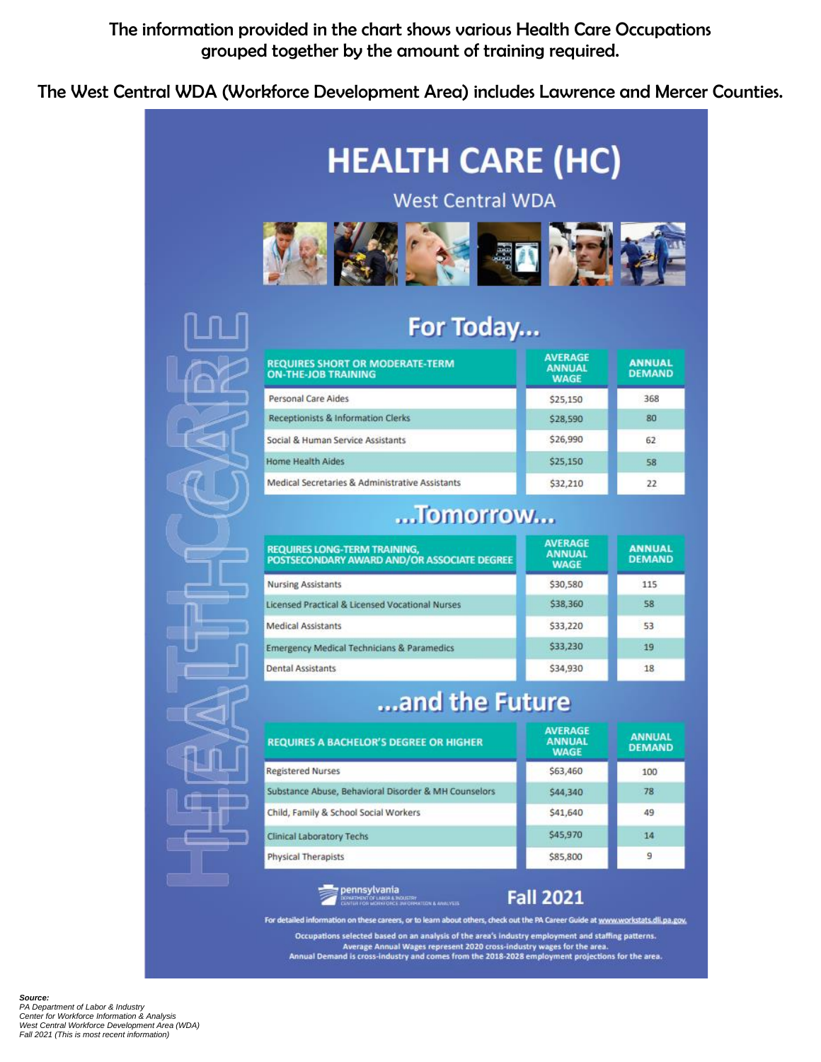The information provided in the chart shows various Health Care Occupations grouped together by the amount of training required.

The West Central WDA (Workforce Development Area) includes Lawrence and Mercer Counties.

# HEALTH CARE (HC)

## West Central WDA

## For Today...

| REQUIRES SHORT OR MODERATE-TERM ON-THE-JOB TRAINING | AVERAGE ANNUAL WAGE | ANNUAL DEMAND |
|---|---|---|
| Personal Care Aides | $25,150 | 368 |
| Receptionists & Information Clerks | $28,590 | 80 |
| Social & Human Service Assistants | $26,990 | 62 |
| Home Health Aides | $25,150 | 58 |
| Medical Secretaries & Administrative Assistants | $32,210 | 22 |

## ...Tomorrow...

| REQUIRES LONG-TERM TRAINING, POSTSECONDARY AWARD AND/OR ASSOCIATE DEGREE | AVERAGE ANNUAL WAGE | ANNUAL DEMAND |
|---|---|---|
| Nursing Assistants | $30,580 | 115 |
| Licensed Practical & Licensed Vocational Nurses | $38,360 | 58 |
| Medical Assistants | $33,220 | 53 |
| Emergency Medical Technicians & Paramedics | $33,230 | 19 |
| Dental Assistants | $34,930 | 18 |

## ...and the Future

| REQUIRES A BACHELOR'S DEGREE OR HIGHER | AVERAGE ANNUAL WAGE | ANNUAL DEMAND |
|---|---|---|
| Registered Nurses | $63,460 | 100 |
| Substance Abuse, Behavioral Disorder & MH Counselors | $44,340 | 78 |
| Child, Family & School Social Workers | $41,640 | 49 |
| Clinical Laboratory Techs | $45,970 | 14 |
| Physical Therapists | $85,800 | 9 |

pennsylvania DEPARTMENT OF LABOR & INDUSTRY CENTER FOR WORKFORCE INFORMATION & ANALYSIS

**Fall 2021**

For detailed information on these careers, or to learn about others, check out the PA Career Guide at www.workstats.dli.pa.gov.

Occupations selected based on an analysis of the area's industry employment and staffing patterns.
Average Annual Wages represent 2020 cross-industry wages for the area.
Annual Demand is cross-industry and comes from the 2018-2028 employment projections for the area.

***Source:***
*PA Department of Labor & Industry*
*Center for Workforce Information & Analysis*
*West Central Workforce Development Area (WDA)*
*Fall 2021 (This is most recent information)*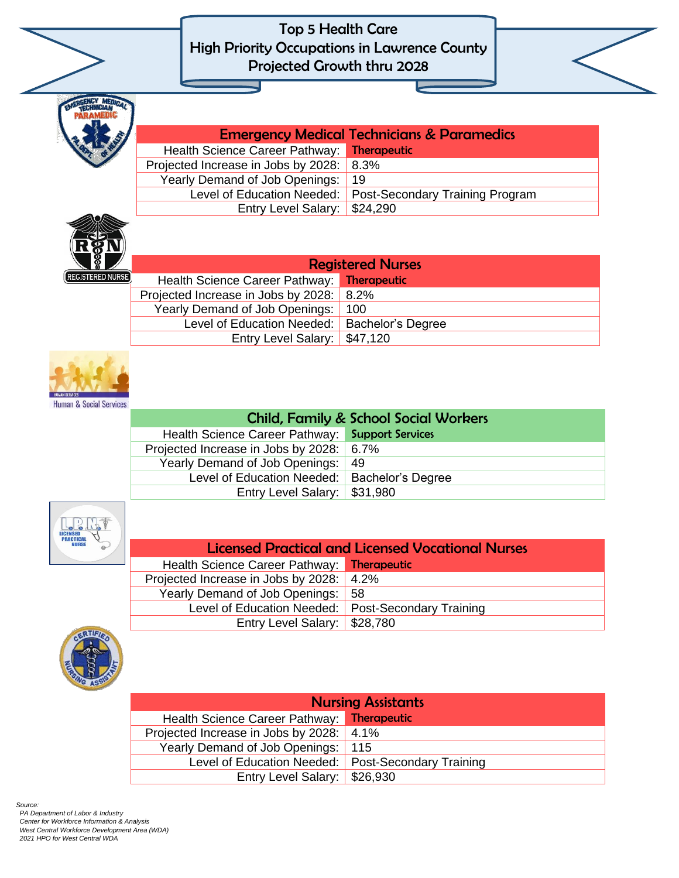# Top 5 Health Care High Priority Occupations in Lawrence County Projected Growth thru 2028

| Emergency Medical Technicians & Paramedics | |
|---|---|
| Health Science Career Pathway: | **Therapeutic** |
| Projected Increase in Jobs by 2028: | 8.3% |
| Yearly Demand of Job Openings: | 19 |
| Level of Education Needed: | Post-Secondary Training Program |
| Entry Level Salary: | $24,290 |

| Registered Nurses | |
|---|---|
| Health Science Career Pathway: | **Therapeutic** |
| Projected Increase in Jobs by 2028: | 8.2% |
| Yearly Demand of Job Openings: | 100 |
| Level of Education Needed: | Bachelor's Degree |
| Entry Level Salary: | $47,120 |

| Child, Family & School Social Workers | |
|---|---|
| Health Science Career Pathway: | **Support Services** |
| Projected Increase in Jobs by 2028: | 6.7% |
| Yearly Demand of Job Openings: | 49 |
| Level of Education Needed: | Bachelor's Degree |
| Entry Level Salary: | $31,980 |

| Licensed Practical and Licensed Vocational Nurses | |
|---|---|
| Health Science Career Pathway: | **Therapeutic** |
| Projected Increase in Jobs by 2028: | 4.2% |
| Yearly Demand of Job Openings: | 58 |
| Level of Education Needed: | Post-Secondary Training |
| Entry Level Salary: | $28,780 |

| Nursing Assistants | |
|---|---|
| Health Science Career Pathway: | **Therapeutic** |
| Projected Increase in Jobs by 2028: | 4.1% |
| Yearly Demand of Job Openings: | 115 |
| Level of Education Needed: | Post-Secondary Training |
| Entry Level Salary: | $26,930 |

*Source:*
*PA Department of Labor & Industry*
*Center for Workforce Information & Analysis*
*West Central Workforce Development Area (WDA)*
*2021 HPO for West Central WDA*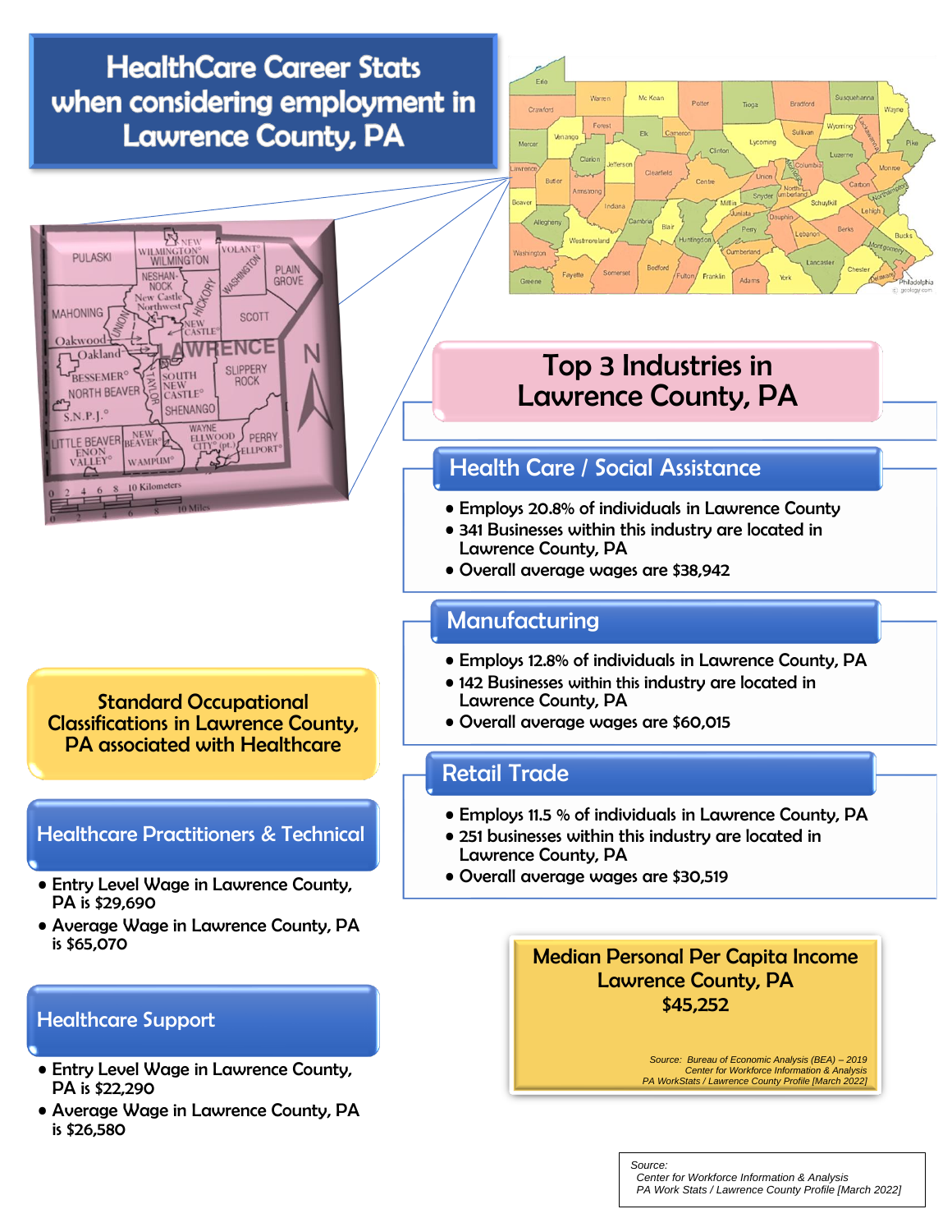# HealthCare Career Stats when considering employment in Lawrence County, PA

## Top 3 Industries in Lawrence County, PA

### Health Care / Social Assistance

- Employs 20.8% of individuals in Lawrence County
- 341 Businesses within this industry are located in Lawrence County, PA
- Overall average wages are $38,942

### Manufacturing

- Employs 12.8% of individuals in Lawrence County, PA
- 142 Businesses within this industry are located in Lawrence County, PA
- Overall average wages are $60,015

### Retail Trade

- Employs 11.5 % of individuals in Lawrence County, PA
- 251 businesses within this industry are located in Lawrence County, PA
- Overall average wages are $30,519

## Standard Occupational Classifications in Lawrence County, PA associated with Healthcare

### Healthcare Practitioners & Technical

- Entry Level Wage in Lawrence County, PA is $29,690
- Average Wage in Lawrence County, PA is $65,070

### Healthcare Support

- Entry Level Wage in Lawrence County, PA is $22,290
- Average Wage in Lawrence County, PA is $26,580

## Median Personal Per Capita Income Lawrence County, PA $45,252

*Source: Bureau of Economic Analysis (BEA) – 2019*
*Center for Workforce Information & Analysis*
*PA WorkStats / Lawrence County Profile [March 2022]*

*Source:*
*Center for Workforce Information & Analysis*
*PA Work Stats / Lawrence County Profile [March 2022]*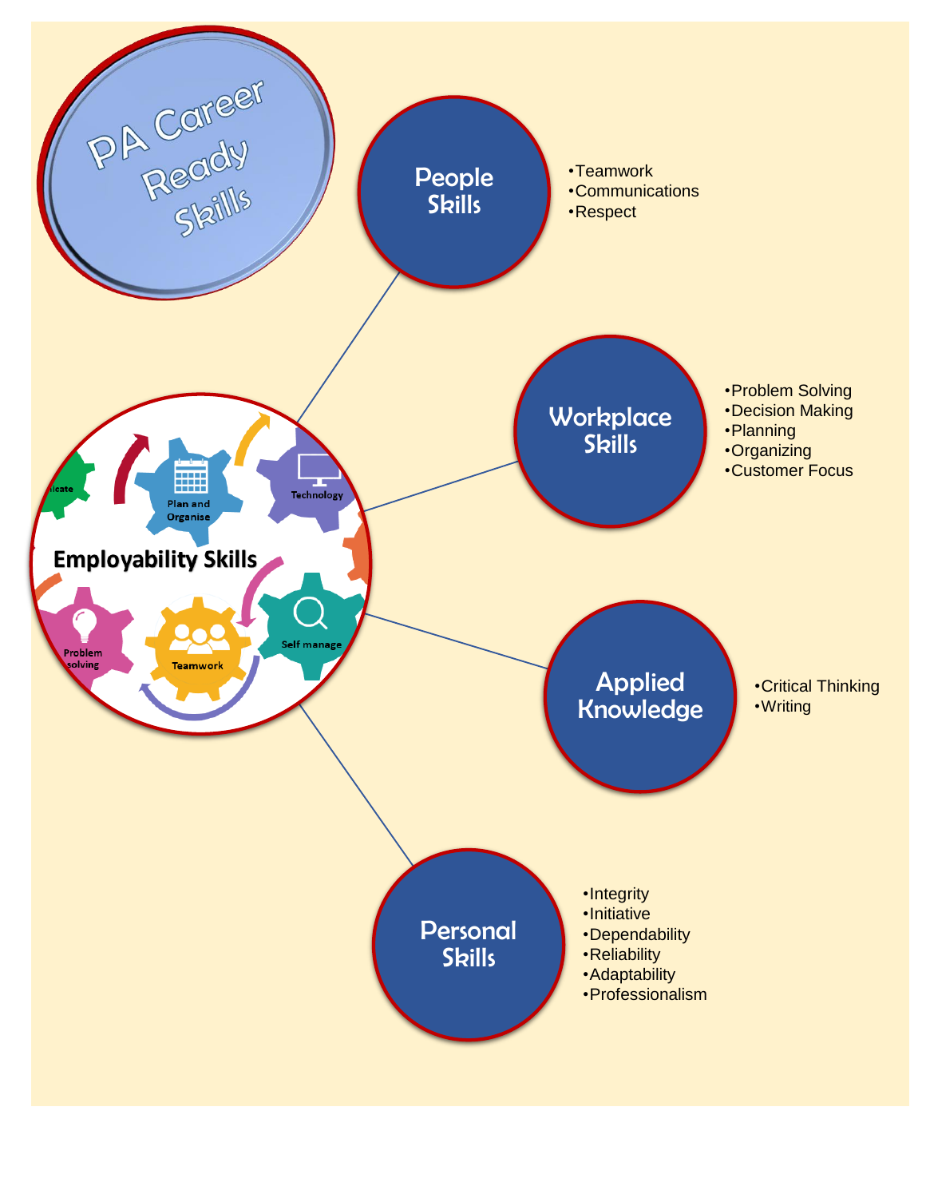# PA Career Ready Skills

## Employability Skills

### People Skills

- Teamwork
- Communications
- Respect

### Workplace Skills

- Problem Solving
- Decision Making
- Planning
- Organizing
- Customer Focus

### Applied Knowledge

- Critical Thinking
- Writing

### Personal Skills

- Integrity
- Initiative
- Dependability
- Reliability
- Adaptability
- Professionalism